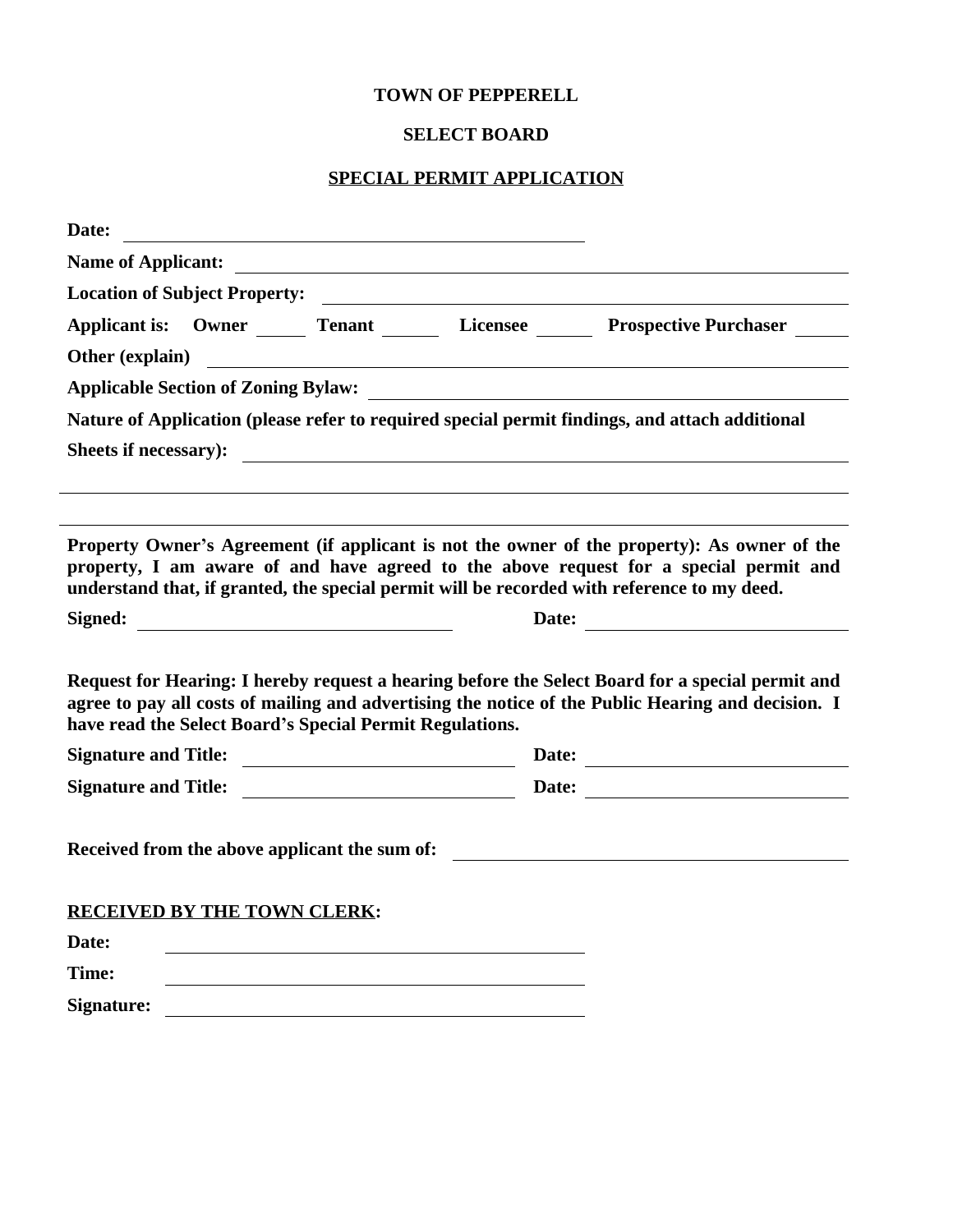**TOWN OF PEPPERELL**

**SELECT BOARD**

**SPECIAL PERMIT APPLICATION**

**Date:** ______________________________

**Name of Applicant:** ______________________________

**Location of Subject Property:** ______________________________

**Applicant is: Owner** _____ **Tenant** _____ **Licensee** _____ **Prospective Purchaser** _____

**Other (explain)** ______________________________

**Applicable Section of Zoning Bylaw:** ______________________________

**Nature of Application (please refer to required special permit findings, and attach additional Sheets if necessary):** ______________________________

______________________________

______________________________

**Property Owner's Agreement (if applicant is not the owner of the property): As owner of the property, I am aware of and have agreed to the above request for a special permit and understand that, if granted, the special permit will be recorded with reference to my deed.**

**Signed:** ______________________________ **Date:** ______________________________

**Request for Hearing: I hereby request a hearing before the Select Board for a special permit and agree to pay all costs of mailing and advertising the notice of the Public Hearing and decision. I have read the Select Board's Special Permit Regulations.**

**Signature and Title:** ______________________________ **Date:** ______________________________

**Signature and Title:** ______________________________ **Date:** ______________________________

**Received from the above applicant the sum of:** ______________________________

**RECEIVED BY THE TOWN CLERK:**

**Date:** ______________________________

**Time:** ______________________________

**Signature:** ______________________________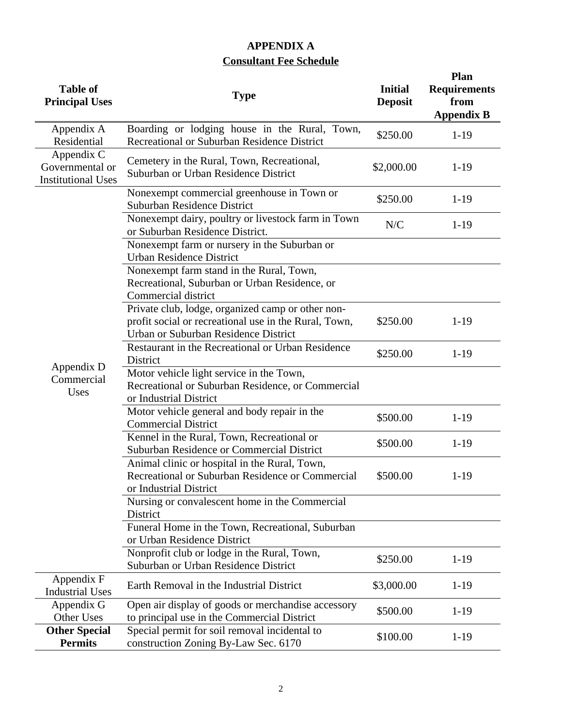# APPENDIX A

## Consultant Fee Schedule

| Table of Principal Uses | Type | Initial Deposit | Plan Requirements from Appendix B |
|---|---|---|---|
| Appendix A Residential | Boarding or lodging house in the Rural, Town, Recreational or Suburban Residence District | $250.00 | 1-19 |
| Appendix C Governmental or Institutional Uses | Cemetery in the Rural, Town, Recreational, Suburban or Urban Residence District | $2,000.00 | 1-19 |
| Appendix D Commercial Uses | Nonexempt commercial greenhouse in Town or Suburban Residence District | $250.00 | 1-19 |
| | Nonexempt dairy, poultry or livestock farm in Town or Suburban Residence District. | N/C | 1-19 |
| | Nonexempt farm or nursery in the Suburban or Urban Residence District | | |
| | Nonexempt farm stand in the Rural, Town, Recreational, Suburban or Urban Residence, or Commercial district | | |
| | Private club, lodge, organized camp or other non-profit social or recreational use in the Rural, Town, Urban or Suburban Residence District | $250.00 | 1-19 |
| | Restaurant in the Recreational or Urban Residence District | $250.00 | 1-19 |
| | Motor vehicle light service in the Town, Recreational or Suburban Residence, or Commercial or Industrial District | | |
| | Motor vehicle general and body repair in the Commercial District | $500.00 | 1-19 |
| | Kennel in the Rural, Town, Recreational or Suburban Residence or Commercial District | $500.00 | 1-19 |
| | Animal clinic or hospital in the Rural, Town, Recreational or Suburban Residence or Commercial or Industrial District | $500.00 | 1-19 |
| | Nursing or convalescent home in the Commercial District | | |
| | Funeral Home in the Town, Recreational, Suburban or Urban Residence District | | |
| | Nonprofit club or lodge in the Rural, Town, Suburban or Urban Residence District | $250.00 | 1-19 |
| Appendix F Industrial Uses | Earth Removal in the Industrial District | $3,000.00 | 1-19 |
| Appendix G Other Uses | Open air display of goods or merchandise accessory to principal use in the Commercial District | $500.00 | 1-19 |
| **Other Special Permits** | Special permit for soil removal incidental to construction Zoning By-Law Sec. 6170 | $100.00 | 1-19 |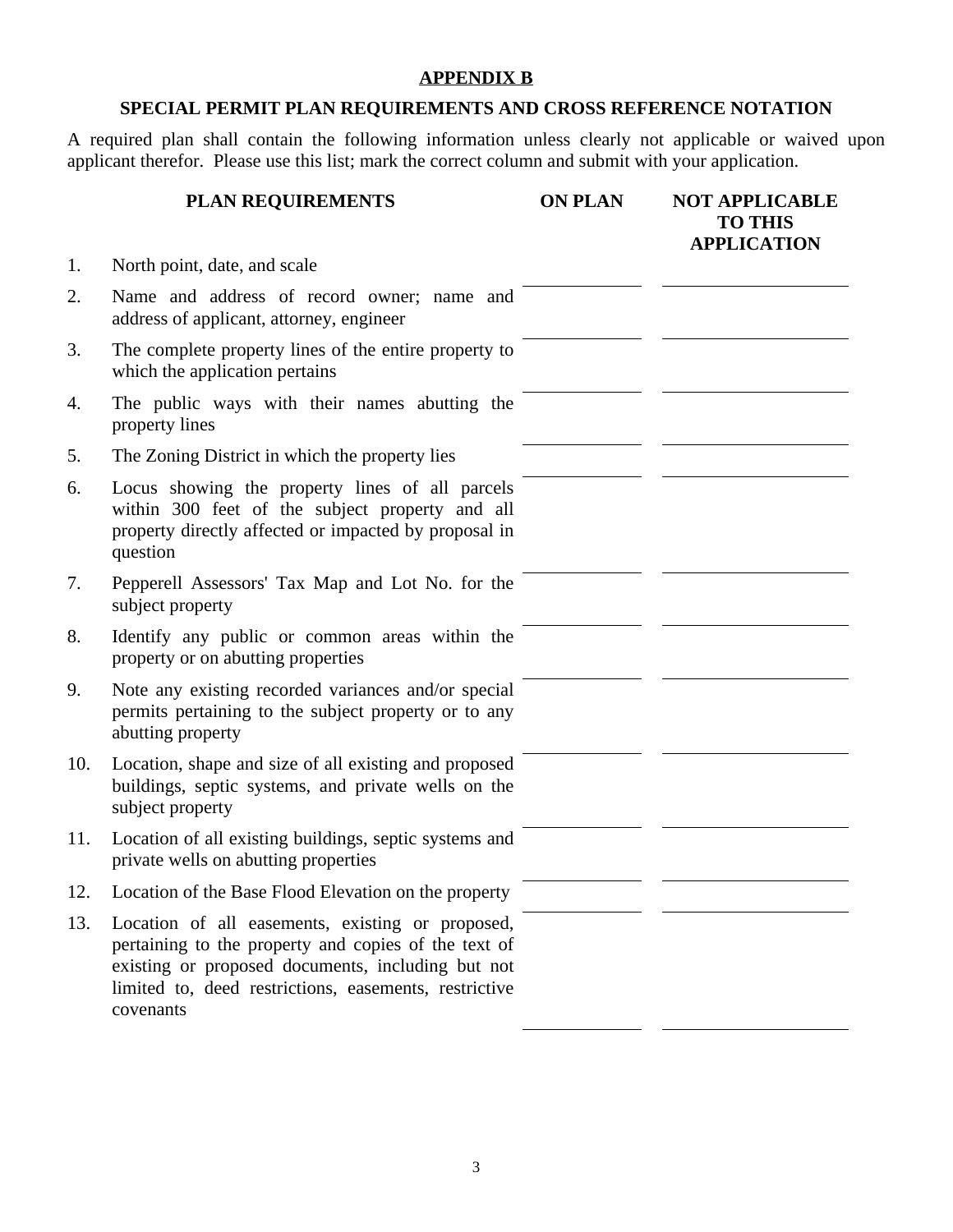**APPENDIX B**

**SPECIAL PERMIT PLAN REQUIREMENTS AND CROSS REFERENCE NOTATION**

A required plan shall contain the following information unless clearly not applicable or waived upon applicant therefor. Please use this list; mark the correct column and submit with your application.

| | PLAN REQUIREMENTS | ON PLAN | NOT APPLICABLE TO THIS APPLICATION |
|---|---|---|---|
| 1. | North point, date, and scale | | |
| 2. | Name and address of record owner; name and address of applicant, attorney, engineer | | |
| 3. | The complete property lines of the entire property to which the application pertains | | |
| 4. | The public ways with their names abutting the property lines | | |
| 5. | The Zoning District in which the property lies | | |
| 6. | Locus showing the property lines of all parcels within 300 feet of the subject property and all property directly affected or impacted by proposal in question | | |
| 7. | Pepperell Assessors' Tax Map and Lot No. for the subject property | | |
| 8. | Identify any public or common areas within the property or on abutting properties | | |
| 9. | Note any existing recorded variances and/or special permits pertaining to the subject property or to any abutting property | | |
| 10. | Location, shape and size of all existing and proposed buildings, septic systems, and private wells on the subject property | | |
| 11. | Location of all existing buildings, septic systems and private wells on abutting properties | | |
| 12. | Location of the Base Flood Elevation on the property | | |
| 13. | Location of all easements, existing or proposed, pertaining to the property and copies of the text of existing or proposed documents, including but not limited to, deed restrictions, easements, restrictive covenants | | |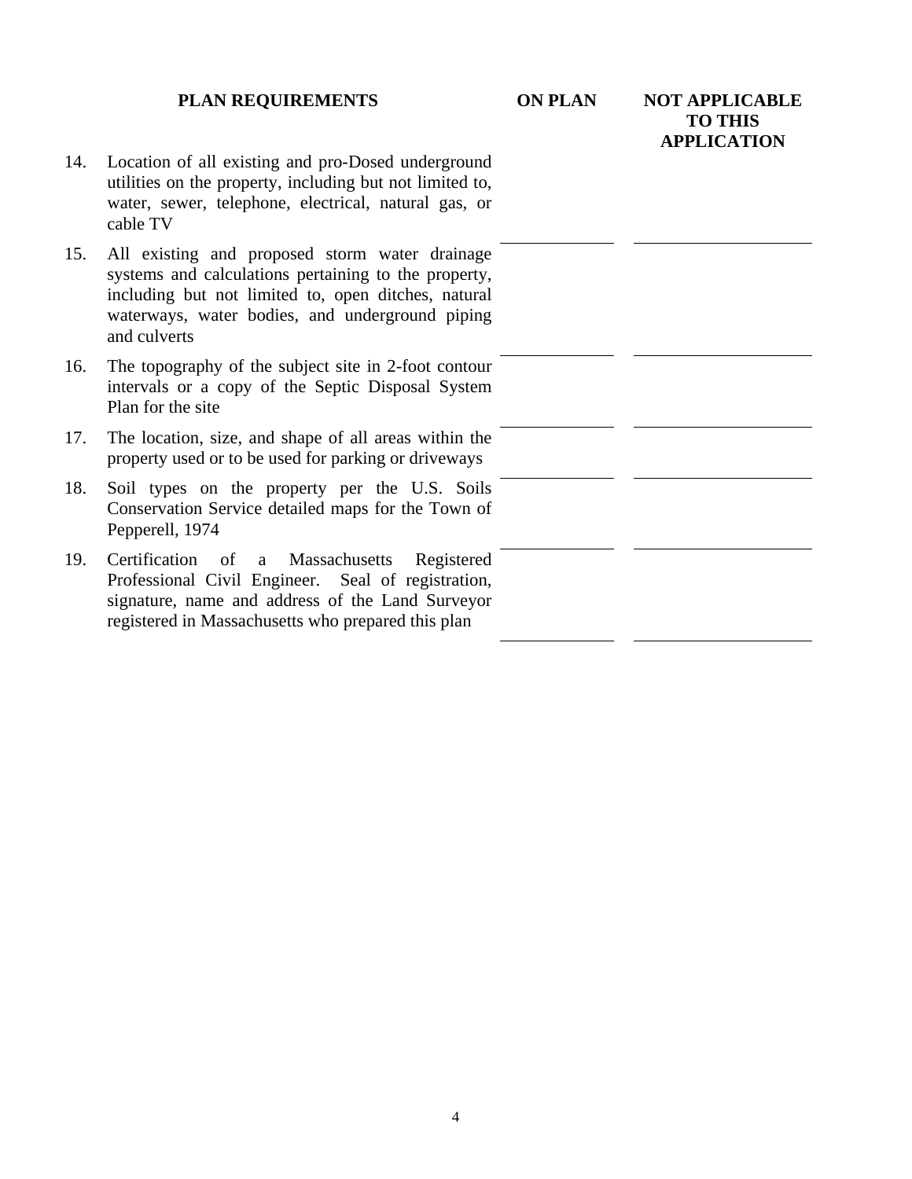| | PLAN REQUIREMENTS | ON PLAN | NOT APPLICABLE TO THIS APPLICATION |
|---|---|---|---|
| 14. | Location of all existing and pro-Dosed underground utilities on the property, including but not limited to, water, sewer, telephone, electrical, natural gas, or cable TV | | |
| 15. | All existing and proposed storm water drainage systems and calculations pertaining to the property, including but not limited to, open ditches, natural waterways, water bodies, and underground piping and culverts | | |
| 16. | The topography of the subject site in 2-foot contour intervals or a copy of the Septic Disposal System Plan for the site | | |
| 17. | The location, size, and shape of all areas within the property used or to be used for parking or driveways | | |
| 18. | Soil types on the property per the U.S. Soils Conservation Service detailed maps for the Town of Pepperell, 1974 | | |
| 19. | Certification of a Massachusetts Registered Professional Civil Engineer. Seal of registration, signature, name and address of the Land Surveyor registered in Massachusetts who prepared this plan | | |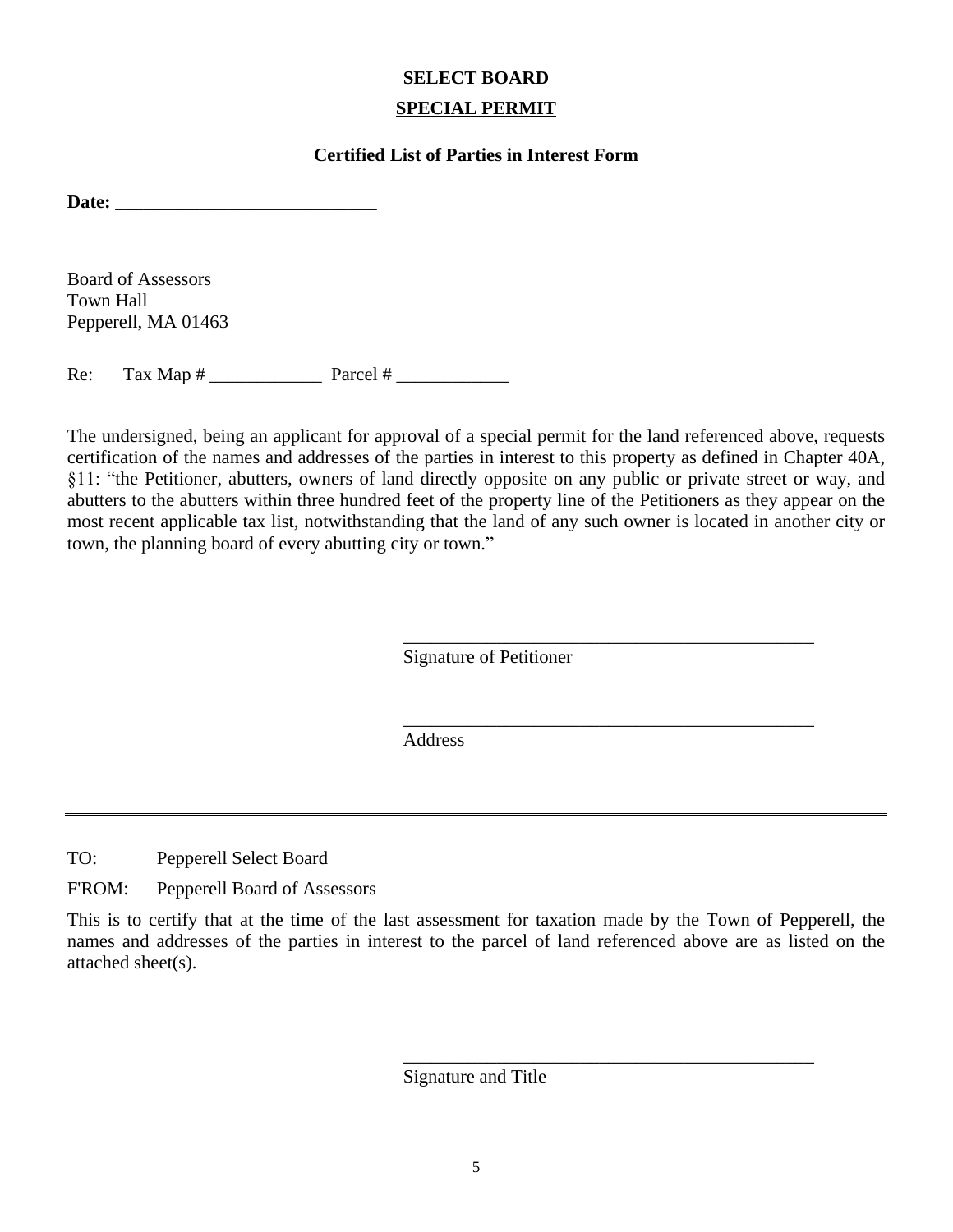# SELECT BOARD

## SPECIAL PERMIT

### Certified List of Parties in Interest Form

**Date:** ____________________________

Board of Assessors
Town Hall
Pepperell, MA 01463

Re: Tax Map # ____________ Parcel # ____________

The undersigned, being an applicant for approval of a special permit for the land referenced above, requests certification of the names and addresses of the parties in interest to this property as defined in Chapter 40A, §11: "the Petitioner, abutters, owners of land directly opposite on any public or private street or way, and abutters to the abutters within three hundred feet of the property line of the Petitioners as they appear on the most recent applicable tax list, notwithstanding that the land of any such owner is located in another city or town, the planning board of every abutting city or town."

_____________________________________________
Signature of Petitioner

_____________________________________________
Address

---

TO: Pepperell Select Board

F'ROM: Pepperell Board of Assessors

This is to certify that at the time of the last assessment for taxation made by the Town of Pepperell, the names and addresses of the parties in interest to the parcel of land referenced above are as listed on the attached sheet(s).

_____________________________________________
Signature and Title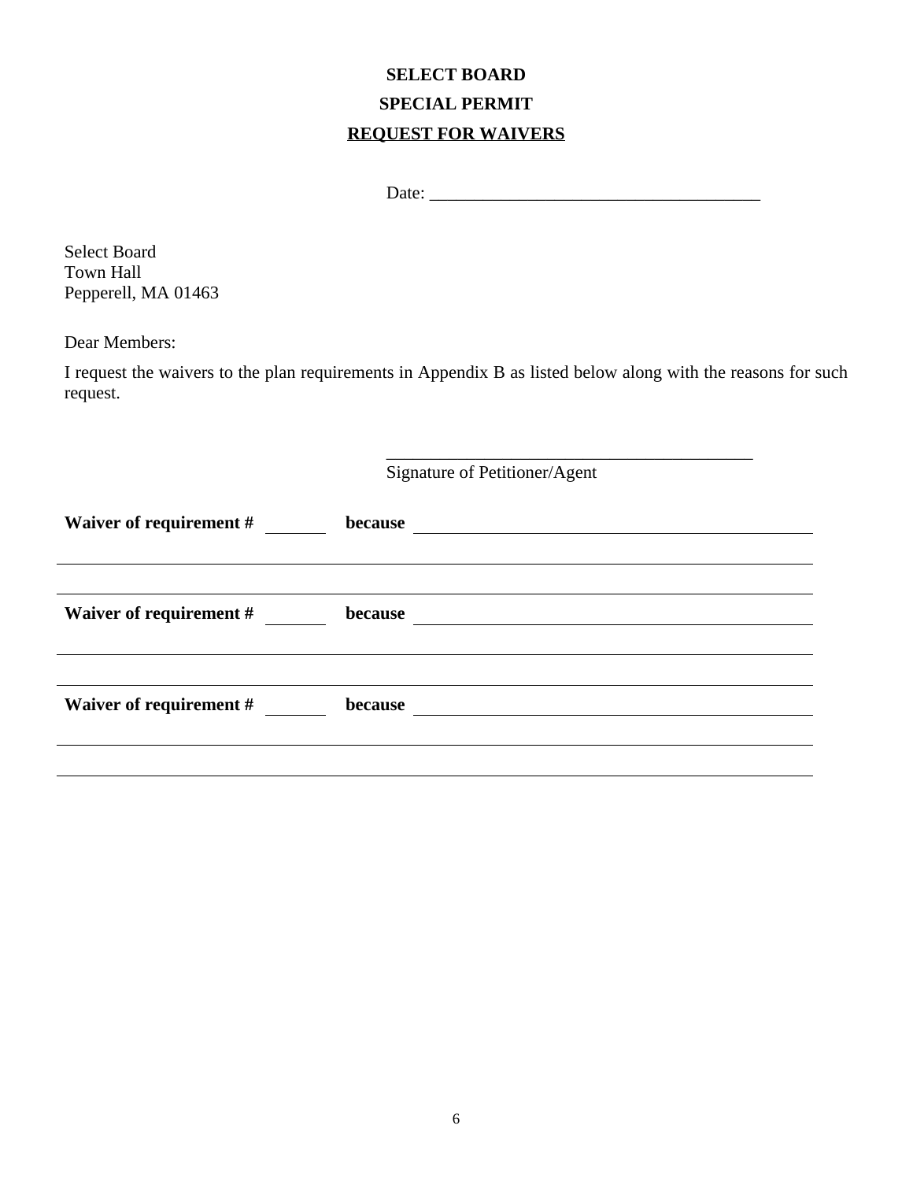**SELECT BOARD**

**SPECIAL PERMIT**

**REQUEST FOR WAIVERS**

Date: ______________________________________

Select Board
Town Hall
Pepperell, MA 01463

Dear Members:

I request the waivers to the plan requirements in Appendix B as listed below along with the reasons for such request.

__________________________________________
Signature of Petitioner/Agent

**Waiver of requirement #** ________ **because** ______________________________________________

________________________________________________________________________________

________________________________________________________________________________

**Waiver of requirement #** ________ **because** ______________________________________________

________________________________________________________________________________

________________________________________________________________________________

**Waiver of requirement #** ________ **because** ______________________________________________

________________________________________________________________________________

________________________________________________________________________________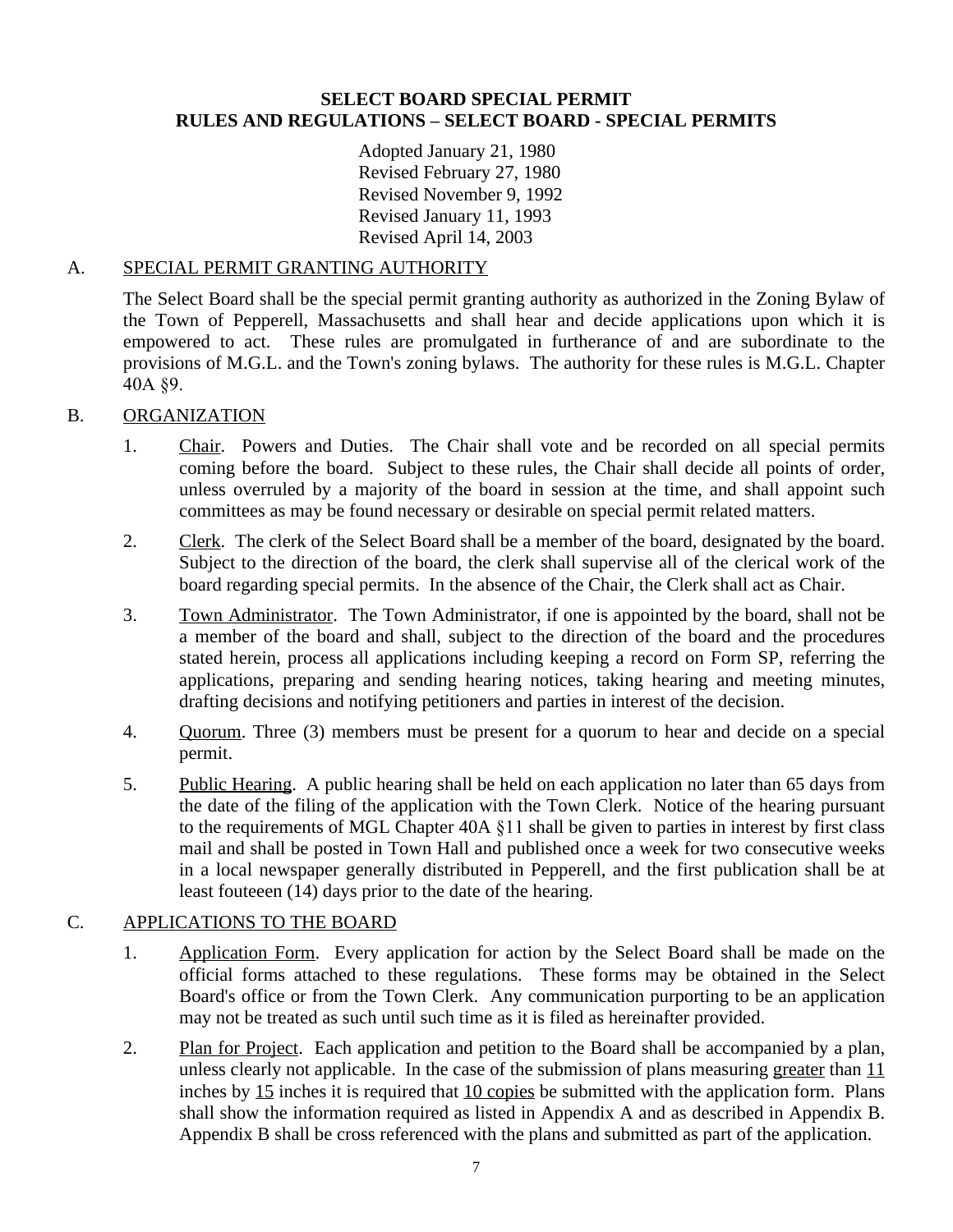## SELECT BOARD SPECIAL PERMIT
## RULES AND REGULATIONS – SELECT BOARD - SPECIAL PERMITS

Adopted January 21, 1980
Revised February 27, 1980
Revised November 9, 1992
Revised January 11, 1993
Revised April 14, 2003

### A. SPECIAL PERMIT GRANTING AUTHORITY

The Select Board shall be the special permit granting authority as authorized in the Zoning Bylaw of the Town of Pepperell, Massachusetts and shall hear and decide applications upon which it is empowered to act. These rules are promulgated in furtherance of and are subordinate to the provisions of M.G.L. and the Town's zoning bylaws. The authority for these rules is M.G.L. Chapter 40A §9.

### B. ORGANIZATION

1. Chair. Powers and Duties. The Chair shall vote and be recorded on all special permits coming before the board. Subject to these rules, the Chair shall decide all points of order, unless overruled by a majority of the board in session at the time, and shall appoint such committees as may be found necessary or desirable on special permit related matters.
2. Clerk. The clerk of the Select Board shall be a member of the board, designated by the board. Subject to the direction of the board, the clerk shall supervise all of the clerical work of the board regarding special permits. In the absence of the Chair, the Clerk shall act as Chair.
3. Town Administrator. The Town Administrator, if one is appointed by the board, shall not be a member of the board and shall, subject to the direction of the board and the procedures stated herein, process all applications including keeping a record on Form SP, referring the applications, preparing and sending hearing notices, taking hearing and meeting minutes, drafting decisions and notifying petitioners and parties in interest of the decision.
4. Quorum. Three (3) members must be present for a quorum to hear and decide on a special permit.
5. Public Hearing. A public hearing shall be held on each application no later than 65 days from the date of the filing of the application with the Town Clerk. Notice of the hearing pursuant to the requirements of MGL Chapter 40A §11 shall be given to parties in interest by first class mail and shall be posted in Town Hall and published once a week for two consecutive weeks in a local newspaper generally distributed in Pepperell, and the first publication shall be at least fouteeen (14) days prior to the date of the hearing.

### C. APPLICATIONS TO THE BOARD

1. Application Form. Every application for action by the Select Board shall be made on the official forms attached to these regulations. These forms may be obtained in the Select Board's office or from the Town Clerk. Any communication purporting to be an application may not be treated as such until such time as it is filed as hereinafter provided.
2. Plan for Project. Each application and petition to the Board shall be accompanied by a plan, unless clearly not applicable. In the case of the submission of plans measuring greater than 11 inches by 15 inches it is required that 10 copies be submitted with the application form. Plans shall show the information required as listed in Appendix A and as described in Appendix B. Appendix B shall be cross referenced with the plans and submitted as part of the application.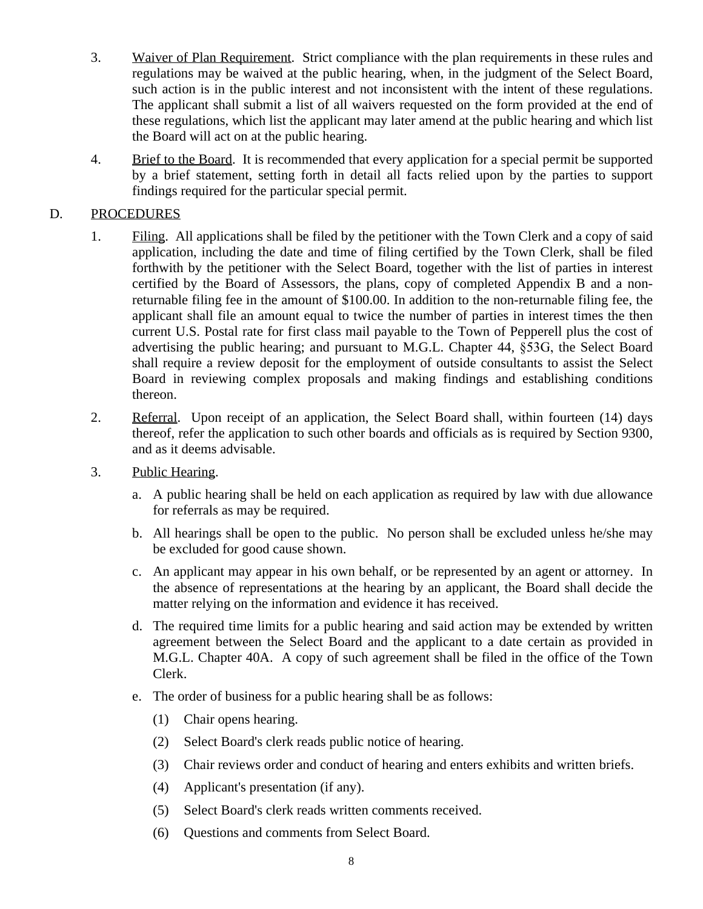3. Waiver of Plan Requirement. Strict compliance with the plan requirements in these rules and regulations may be waived at the public hearing, when, in the judgment of the Select Board, such action is in the public interest and not inconsistent with the intent of these regulations. The applicant shall submit a list of all waivers requested on the form provided at the end of these regulations, which list the applicant may later amend at the public hearing and which list the Board will act on at the public hearing.

4. Brief to the Board. It is recommended that every application for a special permit be supported by a brief statement, setting forth in detail all facts relied upon by the parties to support findings required for the particular special permit.

D. PROCEDURES

1. Filing. All applications shall be filed by the petitioner with the Town Clerk and a copy of said application, including the date and time of filing certified by the Town Clerk, shall be filed forthwith by the petitioner with the Select Board, together with the list of parties in interest certified by the Board of Assessors, the plans, copy of completed Appendix B and a non-returnable filing fee in the amount of $100.00. In addition to the non-returnable filing fee, the applicant shall file an amount equal to twice the number of parties in interest times the then current U.S. Postal rate for first class mail payable to the Town of Pepperell plus the cost of advertising the public hearing; and pursuant to M.G.L. Chapter 44, §53G, the Select Board shall require a review deposit for the employment of outside consultants to assist the Select Board in reviewing complex proposals and making findings and establishing conditions thereon.

2. Referral. Upon receipt of an application, the Select Board shall, within fourteen (14) days thereof, refer the application to such other boards and officials as is required by Section 9300, and as it deems advisable.

3. Public Hearing.

   a. A public hearing shall be held on each application as required by law with due allowance for referrals as may be required.

   b. All hearings shall be open to the public. No person shall be excluded unless he/she may be excluded for good cause shown.

   c. An applicant may appear in his own behalf, or be represented by an agent or attorney. In the absence of representations at the hearing by an applicant, the Board shall decide the matter relying on the information and evidence it has received.

   d. The required time limits for a public hearing and said action may be extended by written agreement between the Select Board and the applicant to a date certain as provided in M.G.L. Chapter 40A. A copy of such agreement shall be filed in the office of the Town Clerk.

   e. The order of business for a public hearing shall be as follows:

      (1) Chair opens hearing.

      (2) Select Board's clerk reads public notice of hearing.

      (3) Chair reviews order and conduct of hearing and enters exhibits and written briefs.

      (4) Applicant's presentation (if any).

      (5) Select Board's clerk reads written comments received.

      (6) Questions and comments from Select Board.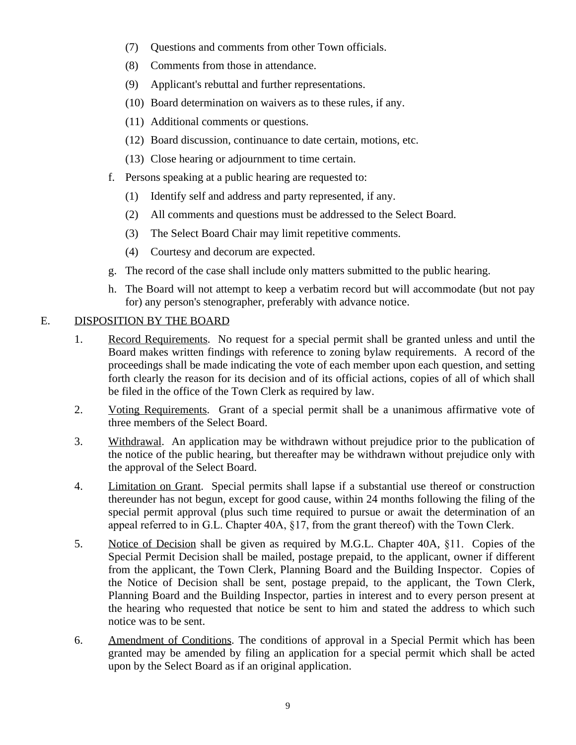(7) Questions and comments from other Town officials.

(8) Comments from those in attendance.

(9) Applicant's rebuttal and further representations.

(10) Board determination on waivers as to these rules, if any.

(11) Additional comments or questions.

(12) Board discussion, continuance to date certain, motions, etc.

(13) Close hearing or adjournment to time certain.

f. Persons speaking at a public hearing are requested to:

(1) Identify self and address and party represented, if any.

(2) All comments and questions must be addressed to the Select Board.

(3) The Select Board Chair may limit repetitive comments.

(4) Courtesy and decorum are expected.

g. The record of the case shall include only matters submitted to the public hearing.

h. The Board will not attempt to keep a verbatim record but will accommodate (but not pay for) any person's stenographer, preferably with advance notice.

## E. DISPOSITION BY THE BOARD

1. Record Requirements. No request for a special permit shall be granted unless and until the Board makes written findings with reference to zoning bylaw requirements. A record of the proceedings shall be made indicating the vote of each member upon each question, and setting forth clearly the reason for its decision and of its official actions, copies of all of which shall be filed in the office of the Town Clerk as required by law.

2. Voting Requirements. Grant of a special permit shall be a unanimous affirmative vote of three members of the Select Board.

3. Withdrawal. An application may be withdrawn without prejudice prior to the publication of the notice of the public hearing, but thereafter may be withdrawn without prejudice only with the approval of the Select Board.

4. Limitation on Grant. Special permits shall lapse if a substantial use thereof or construction thereunder has not begun, except for good cause, within 24 months following the filing of the special permit approval (plus such time required to pursue or await the determination of an appeal referred to in G.L. Chapter 40A, §17, from the grant thereof) with the Town Clerk.

5. Notice of Decision shall be given as required by M.G.L. Chapter 40A, §11. Copies of the Special Permit Decision shall be mailed, postage prepaid, to the applicant, owner if different from the applicant, the Town Clerk, Planning Board and the Building Inspector. Copies of the Notice of Decision shall be sent, postage prepaid, to the applicant, the Town Clerk, Planning Board and the Building Inspector, parties in interest and to every person present at the hearing who requested that notice be sent to him and stated the address to which such notice was to be sent.

6. Amendment of Conditions. The conditions of approval in a Special Permit which has been granted may be amended by filing an application for a special permit which shall be acted upon by the Select Board as if an original application.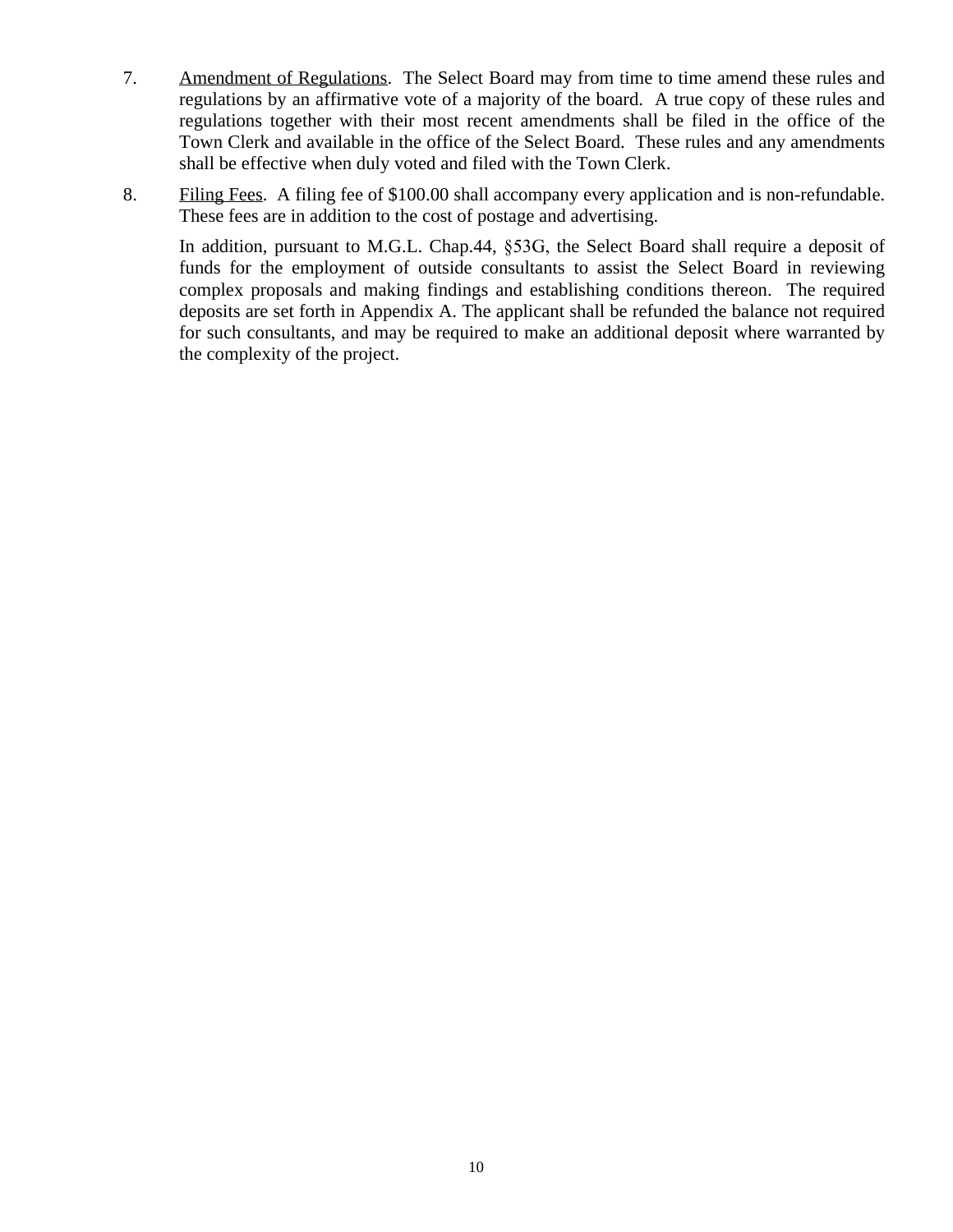7. <u>Amendment of Regulations</u>. The Select Board may from time to time amend these rules and regulations by an affirmative vote of a majority of the board. A true copy of these rules and regulations together with their most recent amendments shall be filed in the office of the Town Clerk and available in the office of the Select Board. These rules and any amendments shall be effective when duly voted and filed with the Town Clerk.

8. <u>Filing Fees</u>. A filing fee of $100.00 shall accompany every application and is non-refundable. These fees are in addition to the cost of postage and advertising.

   In addition, pursuant to M.G.L. Chap.44, §53G, the Select Board shall require a deposit of funds for the employment of outside consultants to assist the Select Board in reviewing complex proposals and making findings and establishing conditions thereon. The required deposits are set forth in Appendix A. The applicant shall be refunded the balance not required for such consultants, and may be required to make an additional deposit where warranted by the complexity of the project.